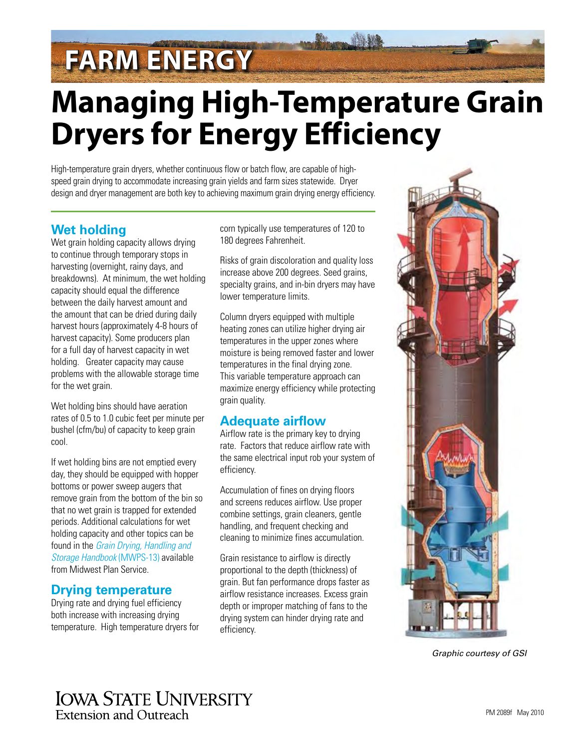FARM ENERGY

# Managing High-Temperature Grain Dryers for Energy Efficiency

High-temperature grain dryers, whether continuous flow or batch flow, are capable of high-speed grain drying to accommodate increasing grain yields and farm sizes statewide. Dryer design and dryer management are both key to achieving maximum grain drying energy efficiency.

## Wet holding

Wet grain holding capacity allows drying to continue through temporary stops in harvesting (overnight, rainy days, and breakdowns). At minimum, the wet holding capacity should equal the difference between the daily harvest amount and the amount that can be dried during daily harvest hours (approximately 4-8 hours of harvest capacity). Some producers plan for a full day of harvest capacity in wet holding. Greater capacity may cause problems with the allowable storage time for the wet grain.

Wet holding bins should have aeration rates of 0.5 to 1.0 cubic feet per minute per bushel (cfm/bu) of capacity to keep grain cool.

If wet holding bins are not emptied every day, they should be equipped with hopper bottoms or power sweep augers that remove grain from the bottom of the bin so that no wet grain is trapped for extended periods. Additional calculations for wet holding capacity and other topics can be found in the *Grain Drying, Handling and Storage Handbook* (MWPS-13) available from Midwest Plan Service.

## Drying temperature

Drying rate and drying fuel efficiency both increase with increasing drying temperature. High temperature dryers for corn typically use temperatures of 120 to 180 degrees Fahrenheit.

Risks of grain discoloration and quality loss increase above 200 degrees. Seed grains, specialty grains, and in-bin dryers may have lower temperature limits.

Column dryers equipped with multiple heating zones can utilize higher drying air temperatures in the upper zones where moisture is being removed faster and lower temperatures in the final drying zone. This variable temperature approach can maximize energy efficiency while protecting grain quality.

## Adequate airflow

Airflow rate is the primary key to drying rate. Factors that reduce airflow rate with the same electrical input rob your system of efficiency.

Accumulation of fines on drying floors and screens reduces airflow. Use proper combine settings, grain cleaners, gentle handling, and frequent checking and cleaning to minimize fines accumulation.

Grain resistance to airflow is directly proportional to the depth (thickness) of grain. But fan performance drops faster as airflow resistance increases. Excess grain depth or improper matching of fans to the drying system can hinder drying rate and efficiency.

*Graphic courtesy of GSI*

Iowa State University Extension and Outreach

PM 2089f May 2010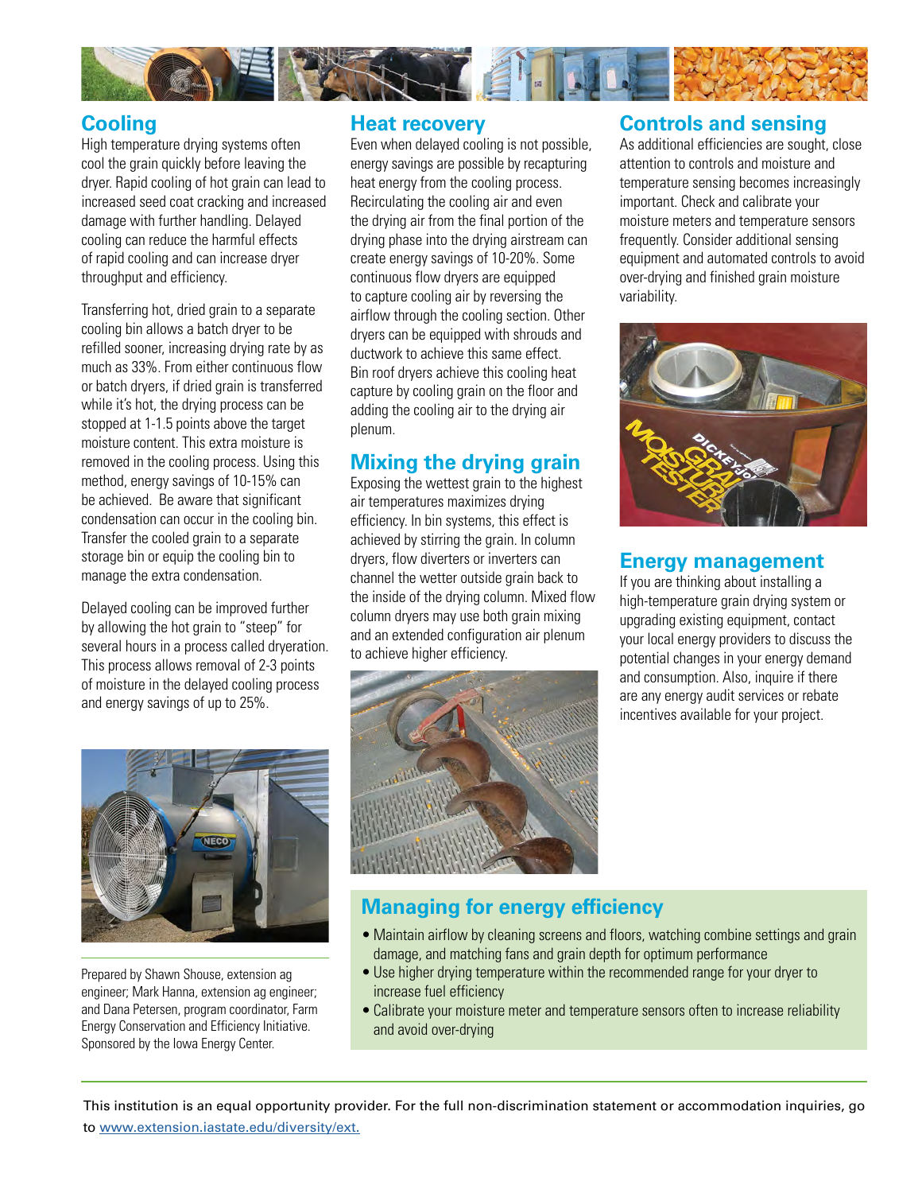## Cooling

High temperature drying systems often cool the grain quickly before leaving the dryer. Rapid cooling of hot grain can lead to increased seed coat cracking and increased damage with further handling. Delayed cooling can reduce the harmful effects of rapid cooling and can increase dryer throughput and efficiency.

Transferring hot, dried grain to a separate cooling bin allows a batch dryer to be refilled sooner, increasing drying rate by as much as 33%. From either continuous flow or batch dryers, if dried grain is transferred while it's hot, the drying process can be stopped at 1-1.5 points above the target moisture content. This extra moisture is removed in the cooling process. Using this method, energy savings of 10-15% can be achieved. Be aware that significant condensation can occur in the cooling bin. Transfer the cooled grain to a separate storage bin or equip the cooling bin to manage the extra condensation.

Delayed cooling can be improved further by allowing the hot grain to "steep" for several hours in a process called dryeration. This process allows removal of 2-3 points of moisture in the delayed cooling process and energy savings of up to 25%.

Prepared by Shawn Shouse, extension ag engineer; Mark Hanna, extension ag engineer; and Dana Petersen, program coordinator, Farm Energy Conservation and Efficiency Initiative. Sponsored by the Iowa Energy Center.

## Heat recovery

Even when delayed cooling is not possible, energy savings are possible by recapturing heat energy from the cooling process. Recirculating the cooling air and even the drying air from the final portion of the drying phase into the drying airstream can create energy savings of 10-20%. Some continuous flow dryers are equipped to capture cooling air by reversing the airflow through the cooling section. Other dryers can be equipped with shrouds and ductwork to achieve this same effect. Bin roof dryers achieve this cooling heat capture by cooling grain on the floor and adding the cooling air to the drying air plenum.

## Mixing the drying grain

Exposing the wettest grain to the highest air temperatures maximizes drying efficiency. In bin systems, this effect is achieved by stirring the grain. In column dryers, flow diverters or inverters can channel the wetter outside grain back to the inside of the drying column. Mixed flow column dryers may use both grain mixing and an extended configuration air plenum to achieve higher efficiency.

## Controls and sensing

As additional efficiencies are sought, close attention to controls and moisture and temperature sensing becomes increasingly important. Check and calibrate your moisture meters and temperature sensors frequently. Consider additional sensing equipment and automated controls to avoid over-drying and finished grain moisture variability.

## Energy management

If you are thinking about installing a high-temperature grain drying system or upgrading existing equipment, contact your local energy providers to discuss the potential changes in your energy demand and consumption. Also, inquire if there are any energy audit services or rebate incentives available for your project.

## Managing for energy efficiency

- Maintain airflow by cleaning screens and floors, watching combine settings and grain damage, and matching fans and grain depth for optimum performance
- Use higher drying temperature within the recommended range for your dryer to increase fuel efficiency
- Calibrate your moisture meter and temperature sensors often to increase reliability and avoid over-drying

This institution is an equal opportunity provider. For the full non-discrimination statement or accommodation inquiries, go to www.extension.iastate.edu/diversity/ext.